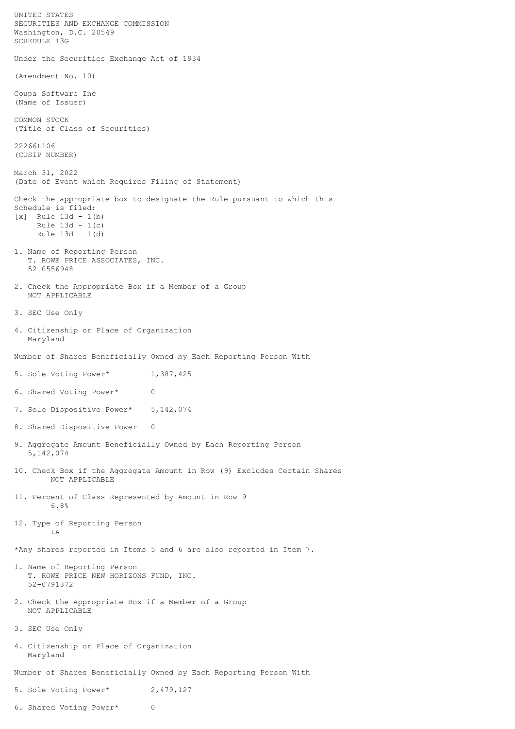UNITED STATES
SECURITIES AND EXCHANGE COMMISSION
Washington, D.C. 20549
SCHEDULE 13G

Under the Securities Exchange Act of 1934

(Amendment No. 10)

Coupa Software Inc
(Name of Issuer)

COMMON STOCK
(Title of Class of Securities)

22266L106
(CUSIP NUMBER)

March 31, 2022
(Date of Event which Requires Filing of Statement)

Check the appropriate box to designate the Rule pursuant to which this Schedule is filed:
[x] Rule 13d - 1(b)
Rule 13d - 1(c)
Rule 13d - 1(d)

1. Name of Reporting Person
   T. ROWE PRICE ASSOCIATES, INC.
   52-0556948

2. Check the Appropriate Box if a Member of a Group
   NOT APPLICABLE

3. SEC Use Only

4. Citizenship or Place of Organization
   Maryland

Number of Shares Beneficially Owned by Each Reporting Person With

5. Sole Voting Power* 1,387,425

6. Shared Voting Power* 0

7. Sole Dispositive Power* 5,142,074

8. Shared Dispositive Power 0

9. Aggregate Amount Beneficially Owned by Each Reporting Person
   5,142,074

10. Check Box if the Aggregate Amount in Row (9) Excludes Certain Shares
    NOT APPLICABLE

11. Percent of Class Represented by Amount in Row 9
    6.8%

12. Type of Reporting Person
    IA

*Any shares reported in Items 5 and 6 are also reported in Item 7.

1. Name of Reporting Person
   T. ROWE PRICE NEW HORIZONS FUND, INC.
   52-0791372

2. Check the Appropriate Box if a Member of a Group
   NOT APPLICABLE

3. SEC Use Only

4. Citizenship or Place of Organization
   Maryland

Number of Shares Beneficially Owned by Each Reporting Person With

5. Sole Voting Power* 2,470,127

6. Shared Voting Power* 0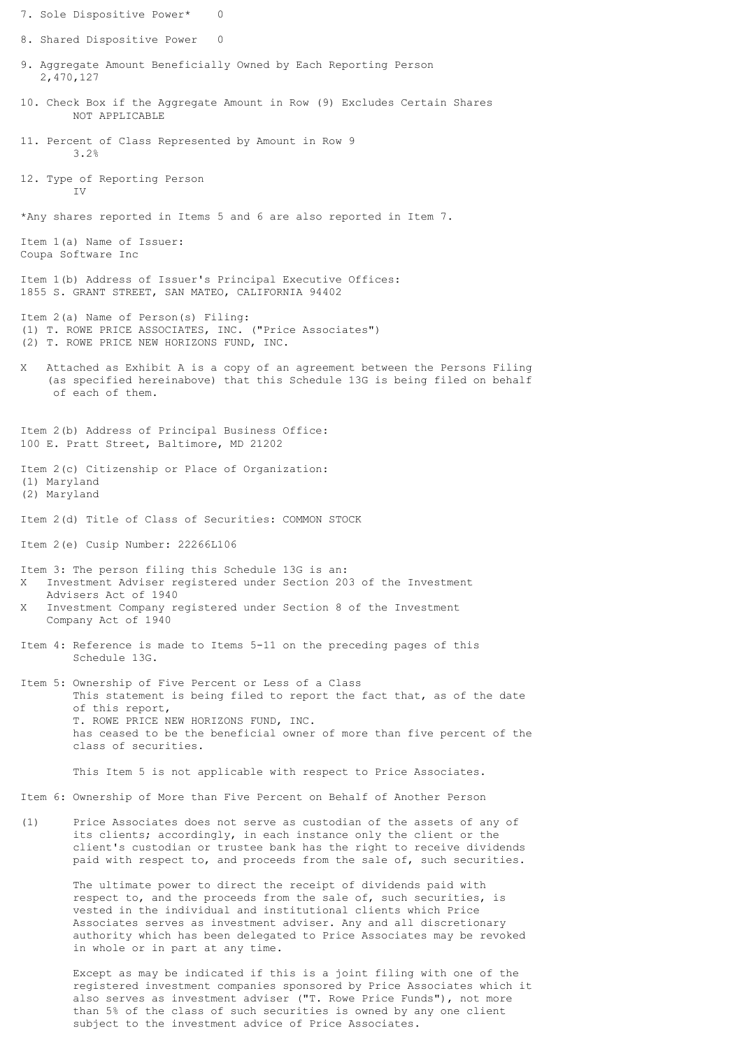7. Sole Dispositive Power* 0

8. Shared Dispositive Power 0

9. Aggregate Amount Beneficially Owned by Each Reporting Person
   2,470,127

10. Check Box if the Aggregate Amount in Row (9) Excludes Certain Shares
    NOT APPLICABLE

11. Percent of Class Represented by Amount in Row 9
    3.2%

12. Type of Reporting Person
    IV

*Any shares reported in Items 5 and 6 are also reported in Item 7.

Item 1(a) Name of Issuer:
Coupa Software Inc

Item 1(b) Address of Issuer's Principal Executive Offices:
1855 S. GRANT STREET, SAN MATEO, CALIFORNIA 94402

Item 2(a) Name of Person(s) Filing:
(1) T. ROWE PRICE ASSOCIATES, INC. ("Price Associates")
(2) T. ROWE PRICE NEW HORIZONS FUND, INC.

X Attached as Exhibit A is a copy of an agreement between the Persons Filing (as specified hereinabove) that this Schedule 13G is being filed on behalf of each of them.

Item 2(b) Address of Principal Business Office:
100 E. Pratt Street, Baltimore, MD 21202

Item 2(c) Citizenship or Place of Organization:
(1) Maryland
(2) Maryland

Item 2(d) Title of Class of Securities: COMMON STOCK

Item 2(e) Cusip Number: 22266L106

Item 3: The person filing this Schedule 13G is an:
X Investment Adviser registered under Section 203 of the Investment Advisers Act of 1940
X Investment Company registered under Section 8 of the Investment Company Act of 1940

Item 4: Reference is made to Items 5-11 on the preceding pages of this Schedule 13G.

Item 5: Ownership of Five Percent or Less of a Class
This statement is being filed to report the fact that, as of the date of this report,
T. ROWE PRICE NEW HORIZONS FUND, INC.
has ceased to be the beneficial owner of more than five percent of the class of securities.

This Item 5 is not applicable with respect to Price Associates.

Item 6: Ownership of More than Five Percent on Behalf of Another Person

(1) Price Associates does not serve as custodian of the assets of any of its clients; accordingly, in each instance only the client or the client's custodian or trustee bank has the right to receive dividends paid with respect to, and proceeds from the sale of, such securities.

The ultimate power to direct the receipt of dividends paid with respect to, and the proceeds from the sale of, such securities, is vested in the individual and institutional clients which Price Associates serves as investment adviser. Any and all discretionary authority which has been delegated to Price Associates may be revoked in whole or in part at any time.

Except as may be indicated if this is a joint filing with one of the registered investment companies sponsored by Price Associates which it also serves as investment adviser ("T. Rowe Price Funds"), not more than 5% of the class of such securities is owned by any one client subject to the investment advice of Price Associates.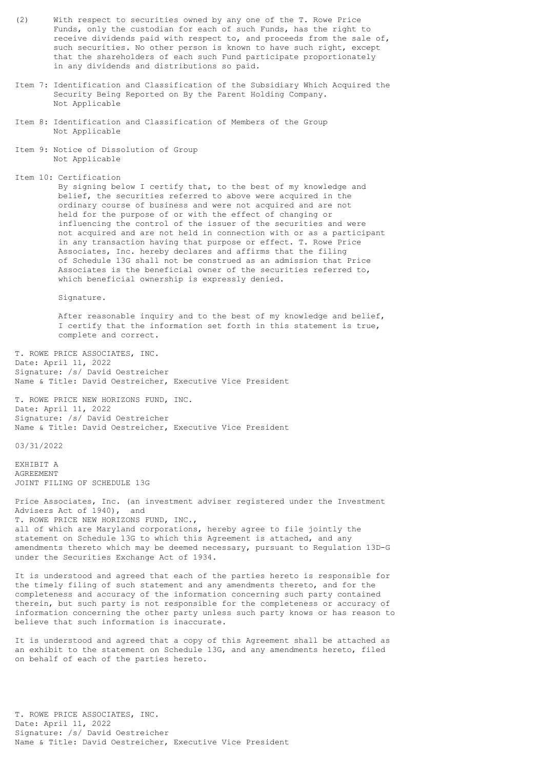(2) With respect to securities owned by any one of the T. Rowe Price Funds, only the custodian for each of such Funds, has the right to receive dividends paid with respect to, and proceeds from the sale of, such securities. No other person is known to have such right, except that the shareholders of each such Fund participate proportionately in any dividends and distributions so paid.

Item 7: Identification and Classification of the Subsidiary Which Acquired the Security Being Reported on By the Parent Holding Company.
Not Applicable

Item 8: Identification and Classification of Members of the Group
Not Applicable

Item 9: Notice of Dissolution of Group
Not Applicable

Item 10: Certification
By signing below I certify that, to the best of my knowledge and belief, the securities referred to above were acquired in the ordinary course of business and were not acquired and are not held for the purpose of or with the effect of changing or influencing the control of the issuer of the securities and were not acquired and are not held in connection with or as a participant in any transaction having that purpose or effect. T. Rowe Price Associates, Inc. hereby declares and affirms that the filing of Schedule 13G shall not be construed as an admission that Price Associates is the beneficial owner of the securities referred to, which beneficial ownership is expressly denied.

Signature.

After reasonable inquiry and to the best of my knowledge and belief, I certify that the information set forth in this statement is true, complete and correct.

T. ROWE PRICE ASSOCIATES, INC.
Date: April 11, 2022
Signature: /s/ David Oestreicher
Name & Title: David Oestreicher, Executive Vice President

T. ROWE PRICE NEW HORIZONS FUND, INC.
Date: April 11, 2022
Signature: /s/ David Oestreicher
Name & Title: David Oestreicher, Executive Vice President

03/31/2022

EXHIBIT A
AGREEMENT
JOINT FILING OF SCHEDULE 13G

Price Associates, Inc. (an investment adviser registered under the Investment Advisers Act of 1940), and
T. ROWE PRICE NEW HORIZONS FUND, INC.,
all of which are Maryland corporations, hereby agree to file jointly the statement on Schedule 13G to which this Agreement is attached, and any amendments thereto which may be deemed necessary, pursuant to Regulation 13D-G under the Securities Exchange Act of 1934.

It is understood and agreed that each of the parties hereto is responsible for the timely filing of such statement and any amendments thereto, and for the completeness and accuracy of the information concerning such party contained therein, but such party is not responsible for the completeness or accuracy of information concerning the other party unless such party knows or has reason to believe that such information is inaccurate.

It is understood and agreed that a copy of this Agreement shall be attached as an exhibit to the statement on Schedule 13G, and any amendments hereto, filed on behalf of each of the parties hereto.

T. ROWE PRICE ASSOCIATES, INC.
Date: April 11, 2022
Signature: /s/ David Oestreicher
Name & Title: David Oestreicher, Executive Vice President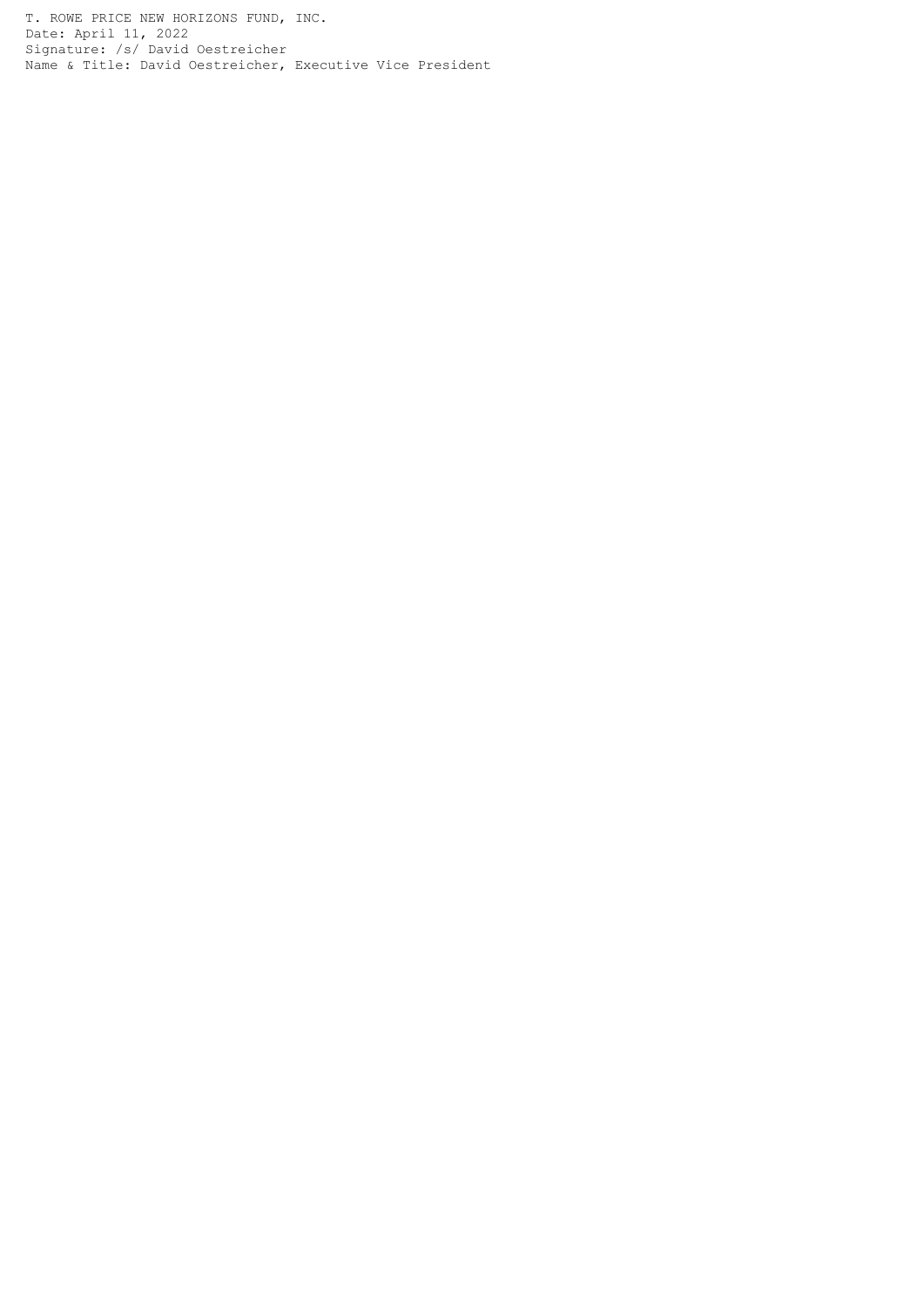T. ROWE PRICE NEW HORIZONS FUND, INC.
Date: April 11, 2022
Signature: /s/ David Oestreicher
Name & Title: David Oestreicher, Executive Vice President